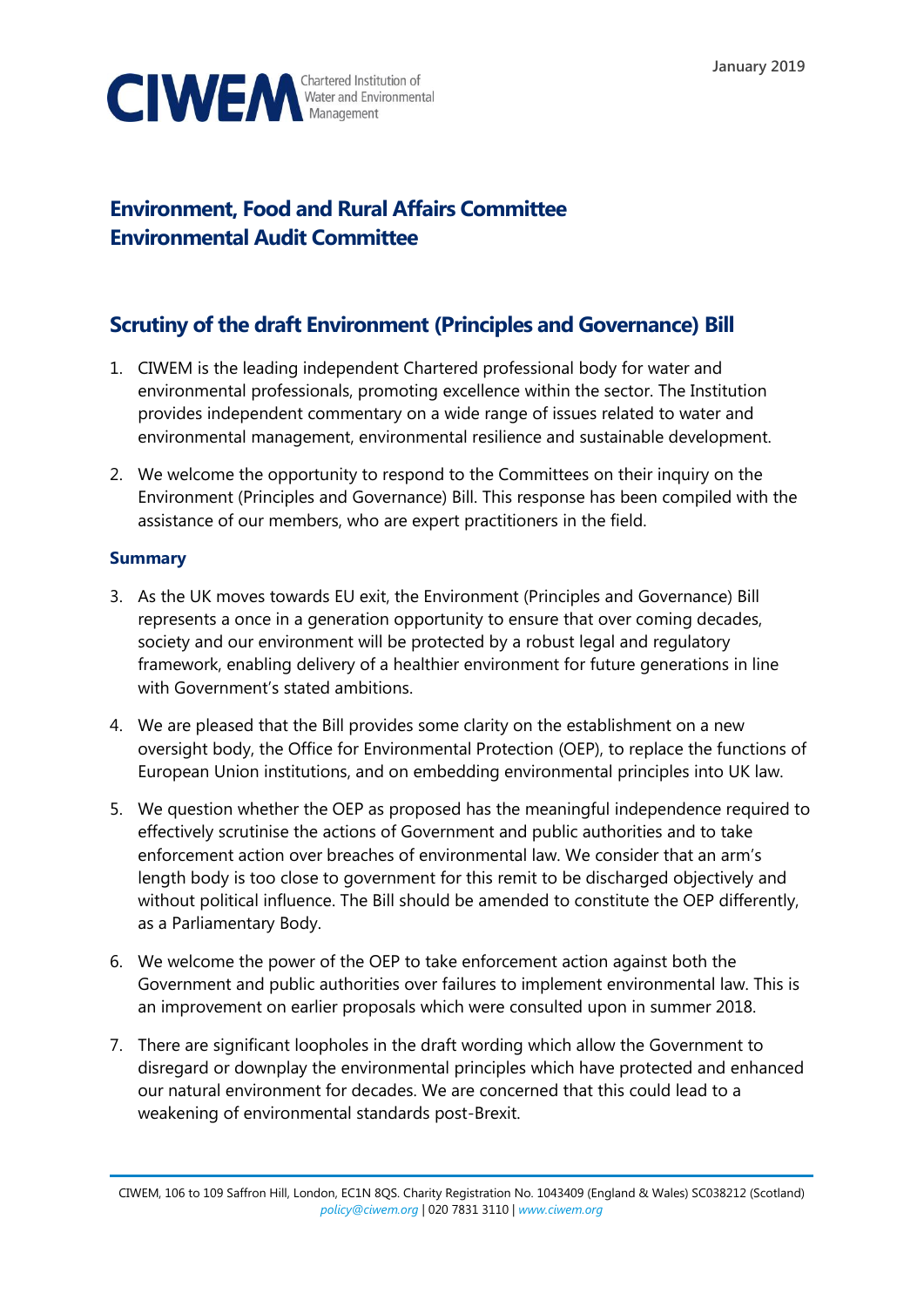January 2019

CIWEM Chartered Institution of Water and Environmental Management

## Environment, Food and Rural Affairs Committee
## Environmental Audit Committee

# Scrutiny of the draft Environment (Principles and Governance) Bill

1. CIWEM is the leading independent Chartered professional body for water and environmental professionals, promoting excellence within the sector. The Institution provides independent commentary on a wide range of issues related to water and environmental management, environmental resilience and sustainable development.

2. We welcome the opportunity to respond to the Committees on their inquiry on the Environment (Principles and Governance) Bill. This response has been compiled with the assistance of our members, who are expert practitioners in the field.

### Summary

3. As the UK moves towards EU exit, the Environment (Principles and Governance) Bill represents a once in a generation opportunity to ensure that over coming decades, society and our environment will be protected by a robust legal and regulatory framework, enabling delivery of a healthier environment for future generations in line with Government's stated ambitions.

4. We are pleased that the Bill provides some clarity on the establishment on a new oversight body, the Office for Environmental Protection (OEP), to replace the functions of European Union institutions, and on embedding environmental principles into UK law.

5. We question whether the OEP as proposed has the meaningful independence required to effectively scrutinise the actions of Government and public authorities and to take enforcement action over breaches of environmental law. We consider that an arm's length body is too close to government for this remit to be discharged objectively and without political influence. The Bill should be amended to constitute the OEP differently, as a Parliamentary Body.

6. We welcome the power of the OEP to take enforcement action against both the Government and public authorities over failures to implement environmental law. This is an improvement on earlier proposals which were consulted upon in summer 2018.

7. There are significant loopholes in the draft wording which allow the Government to disregard or downplay the environmental principles which have protected and enhanced our natural environment for decades. We are concerned that this could lead to a weakening of environmental standards post-Brexit.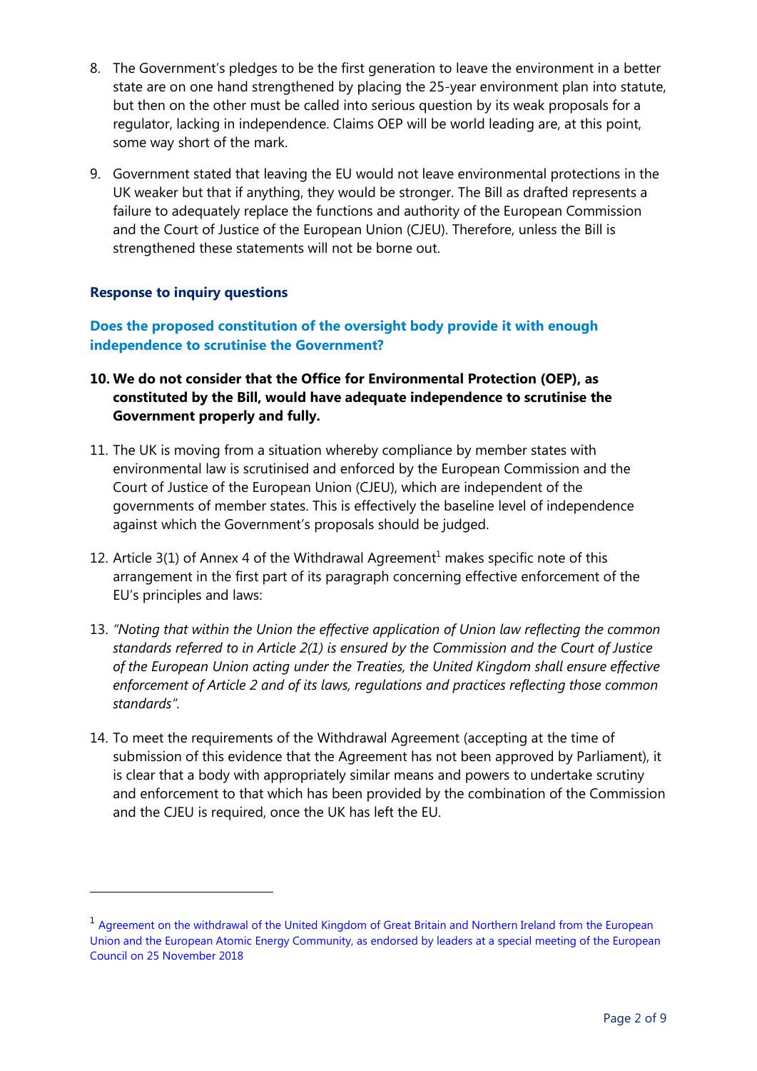8. The Government's pledges to be the first generation to leave the environment in a better state are on one hand strengthened by placing the 25-year environment plan into statute, but then on the other must be called into serious question by its weak proposals for a regulator, lacking in independence. Claims OEP will be world leading are, at this point, some way short of the mark.

9. Government stated that leaving the EU would not leave environmental protections in the UK weaker but that if anything, they would be stronger. The Bill as drafted represents a failure to adequately replace the functions and authority of the European Commission and the Court of Justice of the European Union (CJEU). Therefore, unless the Bill is strengthened these statements will not be borne out.

## Response to inquiry questions

### Does the proposed constitution of the oversight body provide it with enough independence to scrutinise the Government?

10. **We do not consider that the Office for Environmental Protection (OEP), as constituted by the Bill, would have adequate independence to scrutinise the Government properly and fully.**

11. The UK is moving from a situation whereby compliance by member states with environmental law is scrutinised and enforced by the European Commission and the Court of Justice of the European Union (CJEU), which are independent of the governments of member states. This is effectively the baseline level of independence against which the Government's proposals should be judged.

12. Article 3(1) of Annex 4 of the Withdrawal Agreement[1] makes specific note of this arrangement in the first part of its paragraph concerning effective enforcement of the EU's principles and laws:

13. *"Noting that within the Union the effective application of Union law reflecting the common standards referred to in Article 2(1) is ensured by the Commission and the Court of Justice of the European Union acting under the Treaties, the United Kingdom shall ensure effective enforcement of Article 2 and of its laws, regulations and practices reflecting those common standards".*

14. To meet the requirements of the Withdrawal Agreement (accepting at the time of submission of this evidence that the Agreement has not been approved by Parliament), it is clear that a body with appropriately similar means and powers to undertake scrutiny and enforcement to that which has been provided by the combination of the Commission and the CJEU is required, once the UK has left the EU.

---

[1] Agreement on the withdrawal of the United Kingdom of Great Britain and Northern Ireland from the European Union and the European Atomic Energy Community, as endorsed by leaders at a special meeting of the European Council on 25 November 2018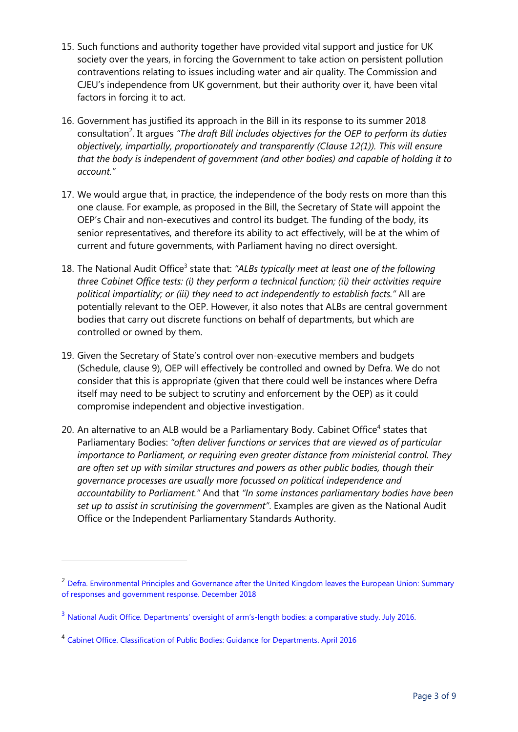15. Such functions and authority together have provided vital support and justice for UK society over the years, in forcing the Government to take action on persistent pollution contraventions relating to issues including water and air quality. The Commission and CJEU's independence from UK government, but their authority over it, have been vital factors in forcing it to act.

16. Government has justified its approach in the Bill in its response to its summer 2018 consultation[2]. It argues *"The draft Bill includes objectives for the OEP to perform its duties objectively, impartially, proportionately and transparently (Clause 12(1)). This will ensure that the body is independent of government (and other bodies) and capable of holding it to account."*

17. We would argue that, in practice, the independence of the body rests on more than this one clause. For example, as proposed in the Bill, the Secretary of State will appoint the OEP's Chair and non-executives and control its budget. The funding of the body, its senior representatives, and therefore its ability to act effectively, will be at the whim of current and future governments, with Parliament having no direct oversight.

18. The National Audit Office[3] state that: *"ALBs typically meet at least one of the following three Cabinet Office tests: (i) they perform a technical function; (ii) their activities require political impartiality; or (iii) they need to act independently to establish facts."* All are potentially relevant to the OEP. However, it also notes that ALBs are central government bodies that carry out discrete functions on behalf of departments, but which are controlled or owned by them.

19. Given the Secretary of State's control over non-executive members and budgets (Schedule, clause 9), OEP will effectively be controlled and owned by Defra. We do not consider that this is appropriate (given that there could well be instances where Defra itself may need to be subject to scrutiny and enforcement by the OEP) as it could compromise independent and objective investigation.

20. An alternative to an ALB would be a Parliamentary Body. Cabinet Office[4] states that Parliamentary Bodies: *"often deliver functions or services that are viewed as of particular importance to Parliament, or requiring even greater distance from ministerial control. They are often set up with similar structures and powers as other public bodies, though their governance processes are usually more focussed on political independence and accountability to Parliament."* And that *"In some instances parliamentary bodies have been set up to assist in scrutinising the government"*. Examples are given as the National Audit Office or the Independent Parliamentary Standards Authority.

---

[2] Defra. Environmental Principles and Governance after the United Kingdom leaves the European Union: Summary of responses and government response. December 2018

[3] National Audit Office. Departments' oversight of arm's-length bodies: a comparative study. July 2016.

[4] Cabinet Office. Classification of Public Bodies: Guidance for Departments. April 2016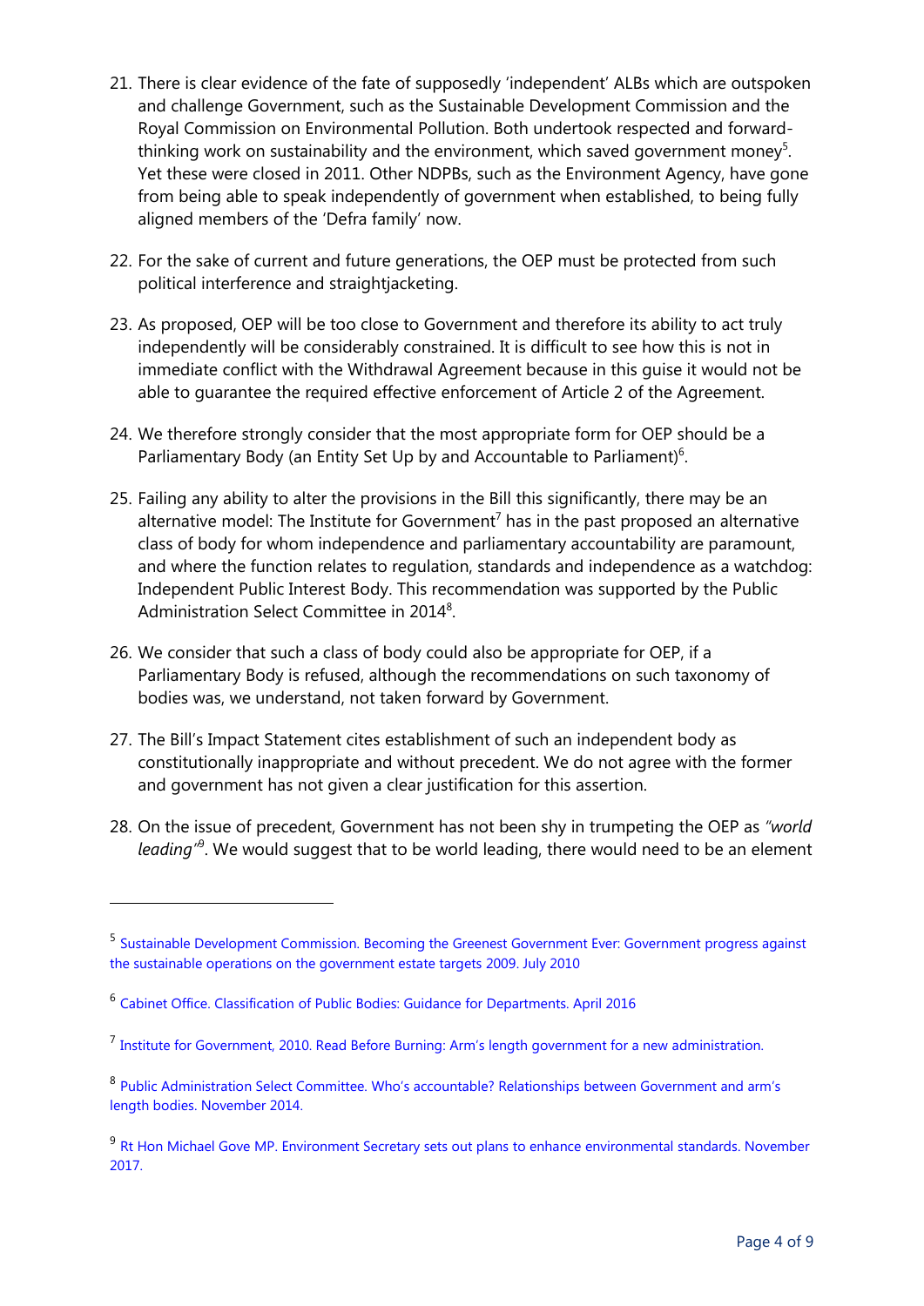21. There is clear evidence of the fate of supposedly 'independent' ALBs which are outspoken and challenge Government, such as the Sustainable Development Commission and the Royal Commission on Environmental Pollution. Both undertook respected and forward-thinking work on sustainability and the environment, which saved government money[5]. Yet these were closed in 2011. Other NDPBs, such as the Environment Agency, have gone from being able to speak independently of government when established, to being fully aligned members of the 'Defra family' now.

22. For the sake of current and future generations, the OEP must be protected from such political interference and straightjacketing.

23. As proposed, OEP will be too close to Government and therefore its ability to act truly independently will be considerably constrained. It is difficult to see how this is not in immediate conflict with the Withdrawal Agreement because in this guise it would not be able to guarantee the required effective enforcement of Article 2 of the Agreement.

24. We therefore strongly consider that the most appropriate form for OEP should be a Parliamentary Body (an Entity Set Up by and Accountable to Parliament)[6].

25. Failing any ability to alter the provisions in the Bill this significantly, there may be an alternative model: The Institute for Government[7] has in the past proposed an alternative class of body for whom independence and parliamentary accountability are paramount, and where the function relates to regulation, standards and independence as a watchdog: Independent Public Interest Body. This recommendation was supported by the Public Administration Select Committee in 2014[8].

26. We consider that such a class of body could also be appropriate for OEP, if a Parliamentary Body is refused, although the recommendations on such taxonomy of bodies was, we understand, not taken forward by Government.

27. The Bill's Impact Statement cites establishment of such an independent body as constitutionally inappropriate and without precedent. We do not agree with the former and government has not given a clear justification for this assertion.

28. On the issue of precedent, Government has not been shy in trumpeting the OEP as *"world leading"*[9]. We would suggest that to be world leading, there would need to be an element

---

[5] Sustainable Development Commission. Becoming the Greenest Government Ever: Government progress against the sustainable operations on the government estate targets 2009. July 2010

[6] Cabinet Office. Classification of Public Bodies: Guidance for Departments. April 2016

[7] Institute for Government, 2010. Read Before Burning: Arm's length government for a new administration.

[8] Public Administration Select Committee. Who's accountable? Relationships between Government and arm's length bodies. November 2014.

[9] Rt Hon Michael Gove MP. Environment Secretary sets out plans to enhance environmental standards. November 2017.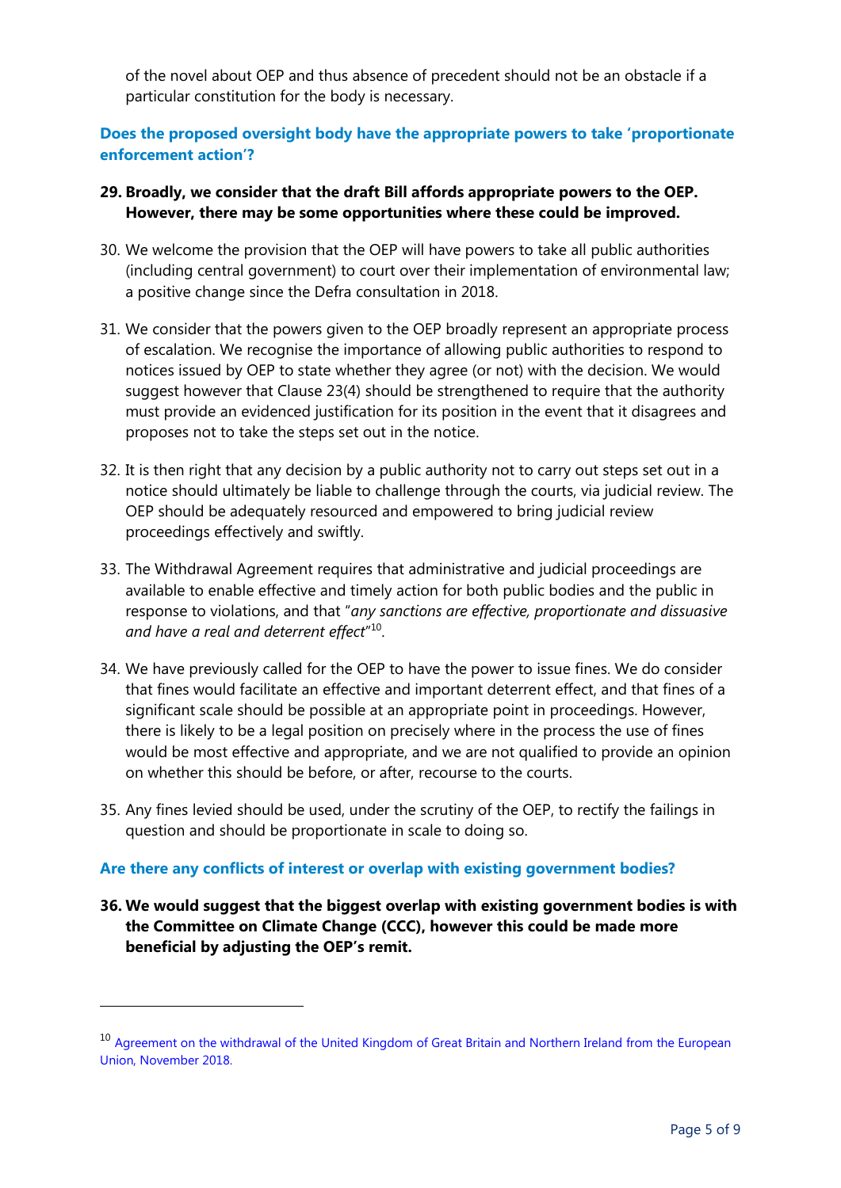of the novel about OEP and thus absence of precedent should not be an obstacle if a particular constitution for the body is necessary.

### Does the proposed oversight body have the appropriate powers to take 'proportionate enforcement action'?

29. **Broadly, we consider that the draft Bill affords appropriate powers to the OEP. However, there may be some opportunities where these could be improved.**

30. We welcome the provision that the OEP will have powers to take all public authorities (including central government) to court over their implementation of environmental law; a positive change since the Defra consultation in 2018.

31. We consider that the powers given to the OEP broadly represent an appropriate process of escalation. We recognise the importance of allowing public authorities to respond to notices issued by OEP to state whether they agree (or not) with the decision. We would suggest however that Clause 23(4) should be strengthened to require that the authority must provide an evidenced justification for its position in the event that it disagrees and proposes not to take the steps set out in the notice.

32. It is then right that any decision by a public authority not to carry out steps set out in a notice should ultimately be liable to challenge through the courts, via judicial review. The OEP should be adequately resourced and empowered to bring judicial review proceedings effectively and swiftly.

33. The Withdrawal Agreement requires that administrative and judicial proceedings are available to enable effective and timely action for both public bodies and the public in response to violations, and that "*any sanctions are effective, proportionate and dissuasive and have a real and deterrent effect*"[10].

34. We have previously called for the OEP to have the power to issue fines. We do consider that fines would facilitate an effective and important deterrent effect, and that fines of a significant scale should be possible at an appropriate point in proceedings. However, there is likely to be a legal position on precisely where in the process the use of fines would be most effective and appropriate, and we are not qualified to provide an opinion on whether this should be before, or after, recourse to the courts.

35. Any fines levied should be used, under the scrutiny of the OEP, to rectify the failings in question and should be proportionate in scale to doing so.

### Are there any conflicts of interest or overlap with existing government bodies?

36. **We would suggest that the biggest overlap with existing government bodies is with the Committee on Climate Change (CCC), however this could be made more beneficial by adjusting the OEP's remit.**

---

[10] Agreement on the withdrawal of the United Kingdom of Great Britain and Northern Ireland from the European Union, November 2018.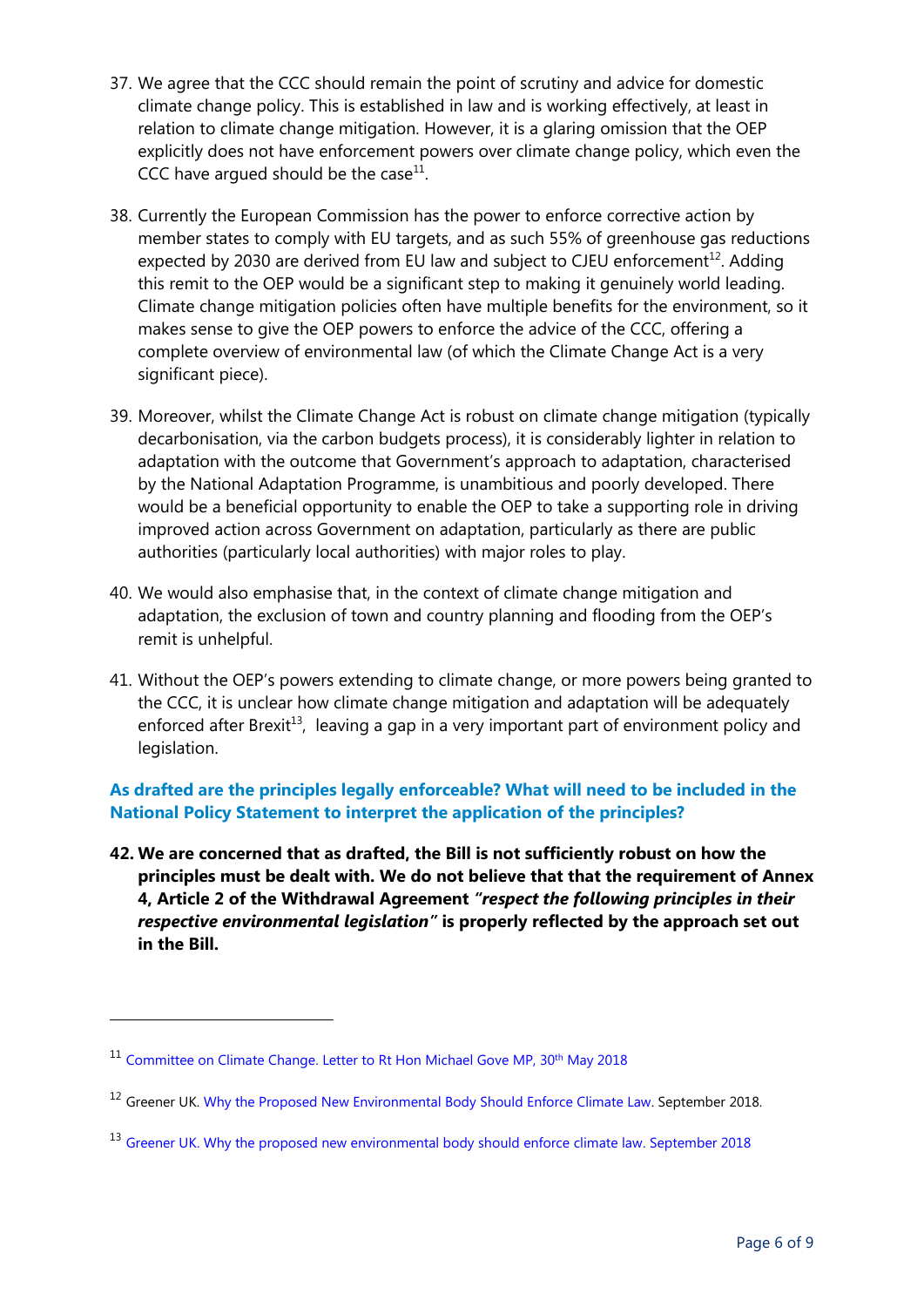37. We agree that the CCC should remain the point of scrutiny and advice for domestic climate change policy. This is established in law and is working effectively, at least in relation to climate change mitigation. However, it is a glaring omission that the OEP explicitly does not have enforcement powers over climate change policy, which even the CCC have argued should be the case[11].

38. Currently the European Commission has the power to enforce corrective action by member states to comply with EU targets, and as such 55% of greenhouse gas reductions expected by 2030 are derived from EU law and subject to CJEU enforcement[12]. Adding this remit to the OEP would be a significant step to making it genuinely world leading. Climate change mitigation policies often have multiple benefits for the environment, so it makes sense to give the OEP powers to enforce the advice of the CCC, offering a complete overview of environmental law (of which the Climate Change Act is a very significant piece).

39. Moreover, whilst the Climate Change Act is robust on climate change mitigation (typically decarbonisation, via the carbon budgets process), it is considerably lighter in relation to adaptation with the outcome that Government's approach to adaptation, characterised by the National Adaptation Programme, is unambitious and poorly developed. There would be a beneficial opportunity to enable the OEP to take a supporting role in driving improved action across Government on adaptation, particularly as there are public authorities (particularly local authorities) with major roles to play.

40. We would also emphasise that, in the context of climate change mitigation and adaptation, the exclusion of town and country planning and flooding from the OEP's remit is unhelpful.

41. Without the OEP's powers extending to climate change, or more powers being granted to the CCC, it is unclear how climate change mitigation and adaptation will be adequately enforced after Brexit[13], leaving a gap in a very important part of environment policy and legislation.

### As drafted are the principles legally enforceable? What will need to be included in the National Policy Statement to interpret the application of the principles?

42. **We are concerned that as drafted, the Bill is not sufficiently robust on how the principles must be dealt with. We do not believe that that the requirement of Annex 4, Article 2 of the Withdrawal Agreement *"respect the following principles in their respective environmental legislation"* is properly reflected by the approach set out in the Bill.**

---

[11] Committee on Climate Change. Letter to Rt Hon Michael Gove MP, 30th May 2018

[12] Greener UK. Why the Proposed New Environmental Body Should Enforce Climate Law. September 2018.

[13] Greener UK. Why the proposed new environmental body should enforce climate law. September 2018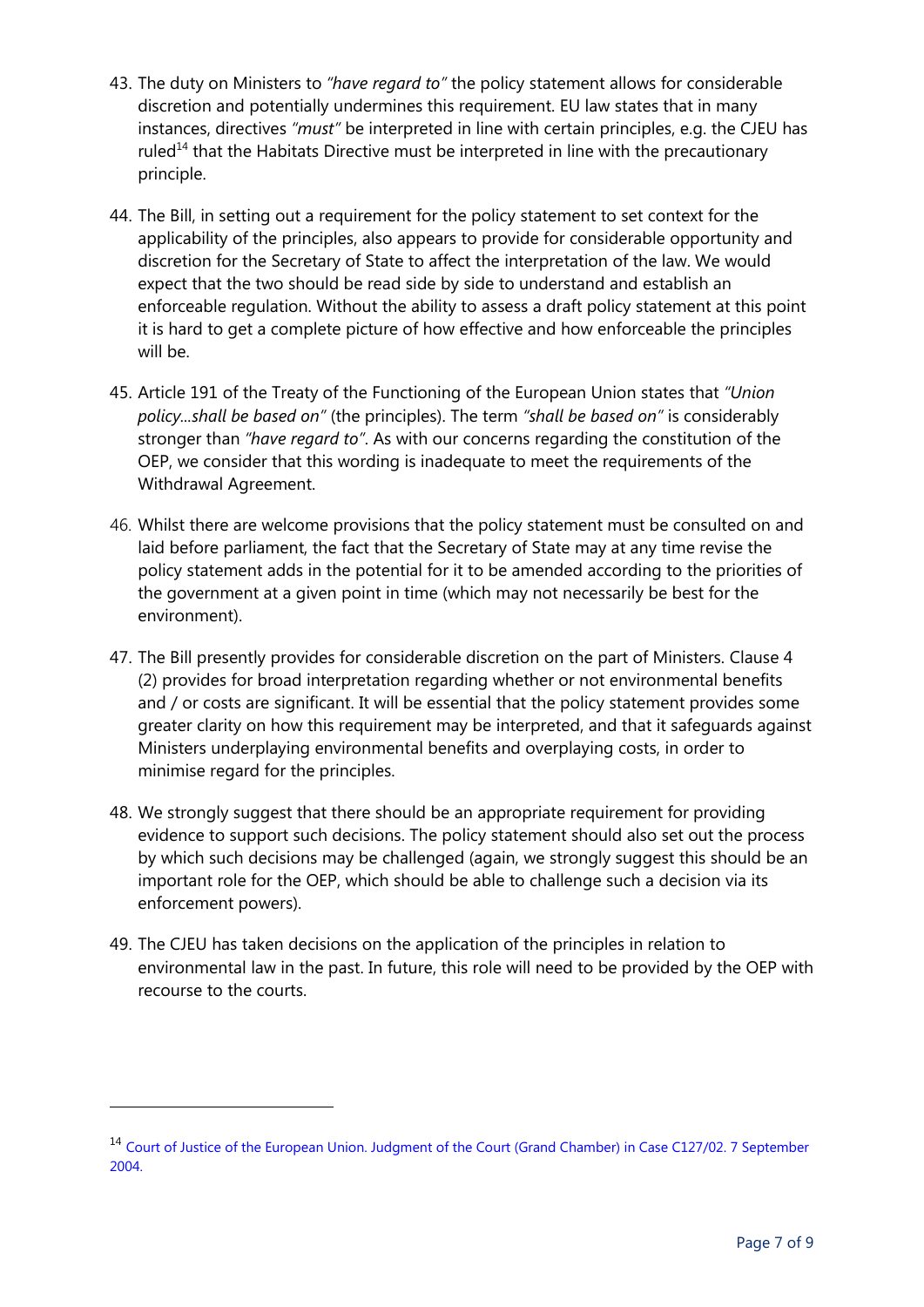43. The duty on Ministers to *"have regard to"* the policy statement allows for considerable discretion and potentially undermines this requirement. EU law states that in many instances, directives *"must"* be interpreted in line with certain principles, e.g. the CJEU has ruled[14] that the Habitats Directive must be interpreted in line with the precautionary principle.

44. The Bill, in setting out a requirement for the policy statement to set context for the applicability of the principles, also appears to provide for considerable opportunity and discretion for the Secretary of State to affect the interpretation of the law. We would expect that the two should be read side by side to understand and establish an enforceable regulation. Without the ability to assess a draft policy statement at this point it is hard to get a complete picture of how effective and how enforceable the principles will be.

45. Article 191 of the Treaty of the Functioning of the European Union states that *"Union policy…shall be based on"* (the principles). The term *"shall be based on"* is considerably stronger than *"have regard to"*. As with our concerns regarding the constitution of the OEP, we consider that this wording is inadequate to meet the requirements of the Withdrawal Agreement.

46. Whilst there are welcome provisions that the policy statement must be consulted on and laid before parliament, the fact that the Secretary of State may at any time revise the policy statement adds in the potential for it to be amended according to the priorities of the government at a given point in time (which may not necessarily be best for the environment).

47. The Bill presently provides for considerable discretion on the part of Ministers. Clause 4 (2) provides for broad interpretation regarding whether or not environmental benefits and / or costs are significant. It will be essential that the policy statement provides some greater clarity on how this requirement may be interpreted, and that it safeguards against Ministers underplaying environmental benefits and overplaying costs, in order to minimise regard for the principles.

48. We strongly suggest that there should be an appropriate requirement for providing evidence to support such decisions. The policy statement should also set out the process by which such decisions may be challenged (again, we strongly suggest this should be an important role for the OEP, which should be able to challenge such a decision via its enforcement powers).

49. The CJEU has taken decisions on the application of the principles in relation to environmental law in the past. In future, this role will need to be provided by the OEP with recourse to the courts.

---

[14] Court of Justice of the European Union. Judgment of the Court (Grand Chamber) in Case C127/02. 7 September 2004.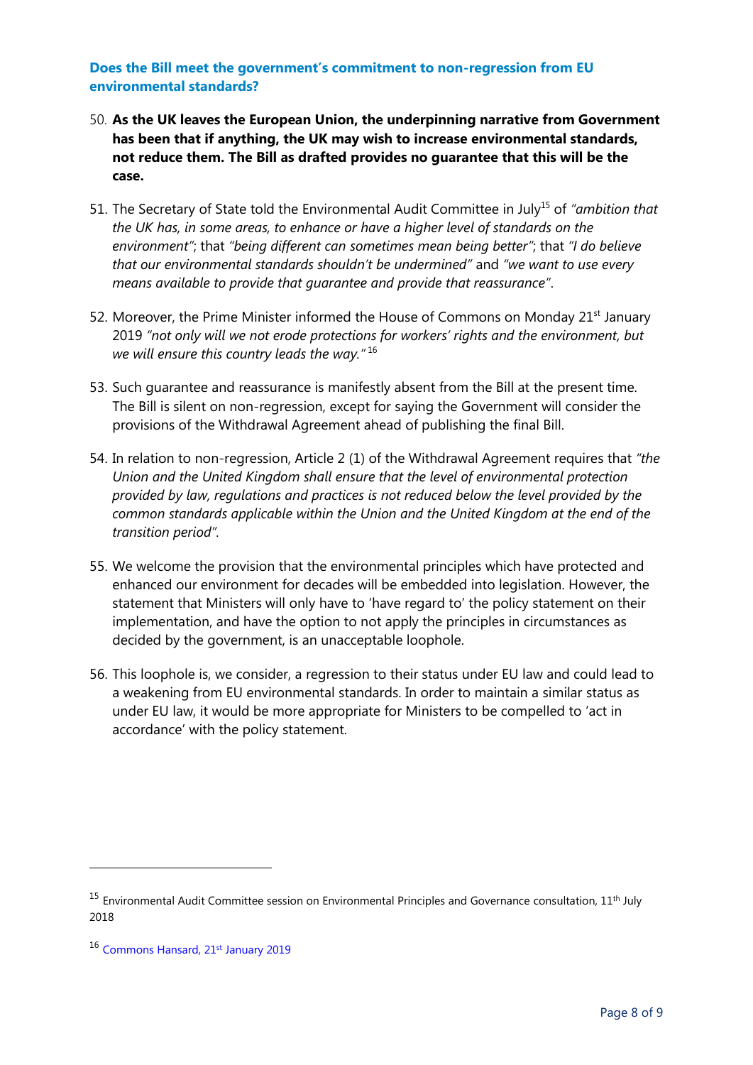### Does the Bill meet the government's commitment to non-regression from EU environmental standards?

50. **As the UK leaves the European Union, the underpinning narrative from Government has been that if anything, the UK may wish to increase environmental standards, not reduce them. The Bill as drafted provides no guarantee that this will be the case.**

51. The Secretary of State told the Environmental Audit Committee in July[15] of *"ambition that the UK has, in some areas, to enhance or have a higher level of standards on the environment"*; that *"being different can sometimes mean being better"*; that *"I do believe that our environmental standards shouldn't be undermined"* and *"we want to use every means available to provide that guarantee and provide that reassurance"*.

52. Moreover, the Prime Minister informed the House of Commons on Monday 21st January 2019 *"not only will we not erode protections for workers' rights and the environment, but we will ensure this country leads the way."*[16]

53. Such guarantee and reassurance is manifestly absent from the Bill at the present time. The Bill is silent on non-regression, except for saying the Government will consider the provisions of the Withdrawal Agreement ahead of publishing the final Bill.

54. In relation to non-regression, Article 2 (1) of the Withdrawal Agreement requires that *"the Union and the United Kingdom shall ensure that the level of environmental protection provided by law, regulations and practices is not reduced below the level provided by the common standards applicable within the Union and the United Kingdom at the end of the transition period"*.

55. We welcome the provision that the environmental principles which have protected and enhanced our environment for decades will be embedded into legislation. However, the statement that Ministers will only have to 'have regard to' the policy statement on their implementation, and have the option to not apply the principles in circumstances as decided by the government, is an unacceptable loophole.

56. This loophole is, we consider, a regression to their status under EU law and could lead to a weakening from EU environmental standards. In order to maintain a similar status as under EU law, it would be more appropriate for Ministers to be compelled to 'act in accordance' with the policy statement.

---

[15] Environmental Audit Committee session on Environmental Principles and Governance consultation, 11th July 2018

[16] Commons Hansard, 21st January 2019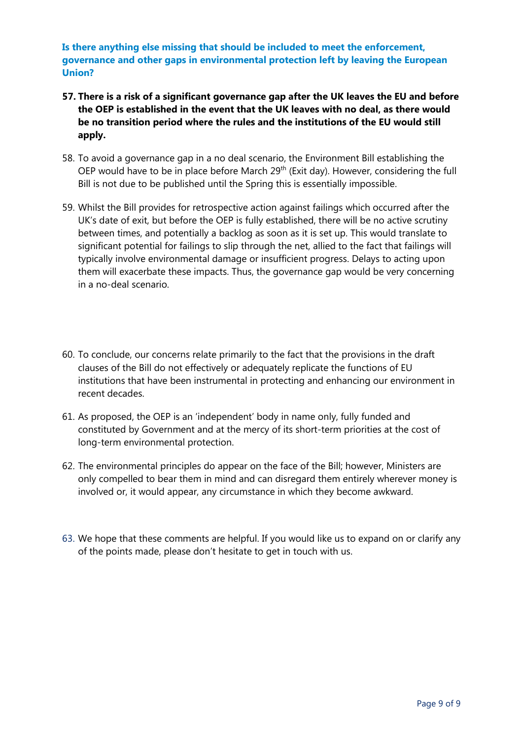### Is there anything else missing that should be included to meet the enforcement, governance and other gaps in environmental protection left by leaving the European Union?

57. **There is a risk of a significant governance gap after the UK leaves the EU and before the OEP is established in the event that the UK leaves with no deal, as there would be no transition period where the rules and the institutions of the EU would still apply.**

58. To avoid a governance gap in a no deal scenario, the Environment Bill establishing the OEP would have to be in place before March 29th (Exit day). However, considering the full Bill is not due to be published until the Spring this is essentially impossible.

59. Whilst the Bill provides for retrospective action against failings which occurred after the UK's date of exit, but before the OEP is fully established, there will be no active scrutiny between times, and potentially a backlog as soon as it is set up. This would translate to significant potential for failings to slip through the net, allied to the fact that failings will typically involve environmental damage or insufficient progress. Delays to acting upon them will exacerbate these impacts. Thus, the governance gap would be very concerning in a no-deal scenario.

60. To conclude, our concerns relate primarily to the fact that the provisions in the draft clauses of the Bill do not effectively or adequately replicate the functions of EU institutions that have been instrumental in protecting and enhancing our environment in recent decades.

61. As proposed, the OEP is an 'independent' body in name only, fully funded and constituted by Government and at the mercy of its short-term priorities at the cost of long-term environmental protection.

62. The environmental principles do appear on the face of the Bill; however, Ministers are only compelled to bear them in mind and can disregard them entirely wherever money is involved or, it would appear, any circumstance in which they become awkward.

63. We hope that these comments are helpful. If you would like us to expand on or clarify any of the points made, please don't hesitate to get in touch with us.